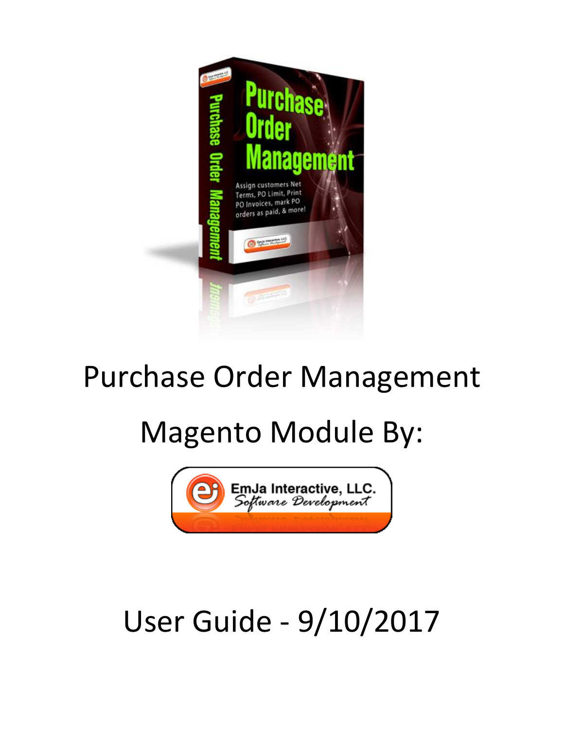# Purchase Order Management

# Magento Module By:

EmJa Interactive, LLC.
*Software Development*

# User Guide - 9/10/2017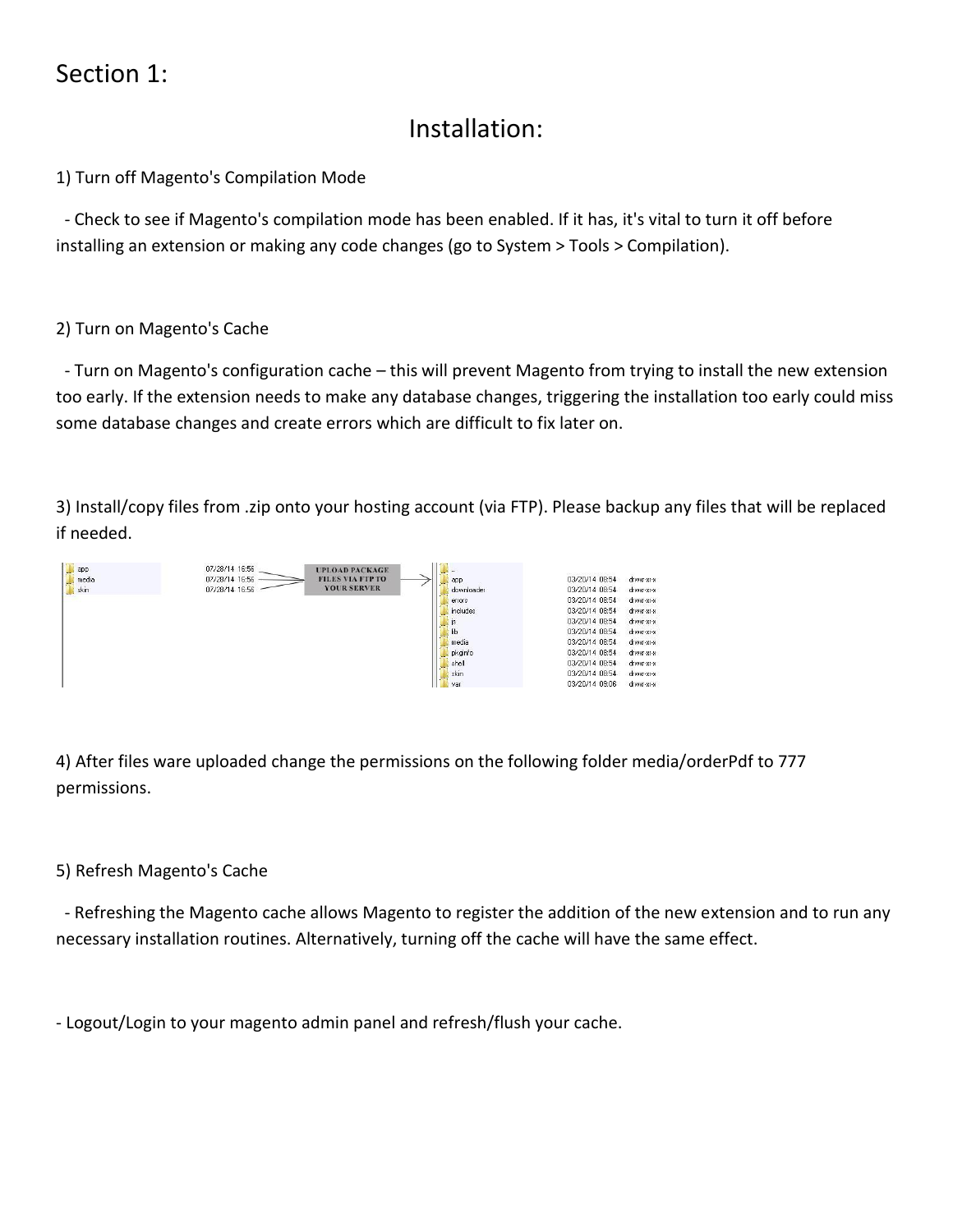# Section 1:

## Installation:

1) Turn off Magento's Compilation Mode

- Check to see if Magento's compilation mode has been enabled. If it has, it's vital to turn it off before installing an extension or making any code changes (go to System > Tools > Compilation).

2) Turn on Magento's Cache

- Turn on Magento's configuration cache – this will prevent Magento from trying to install the new extension too early. If the extension needs to make any database changes, triggering the installation too early could miss some database changes and create errors which are difficult to fix later on.

3) Install/copy files from .zip onto your hosting account (via FTP). Please backup any files that will be replaced if needed.

4) After files ware uploaded change the permissions on the following folder media/orderPdf to 777 permissions.

5) Refresh Magento's Cache

- Refreshing the Magento cache allows Magento to register the addition of the new extension and to run any necessary installation routines. Alternatively, turning off the cache will have the same effect.

- Logout/Login to your magento admin panel and refresh/flush your cache.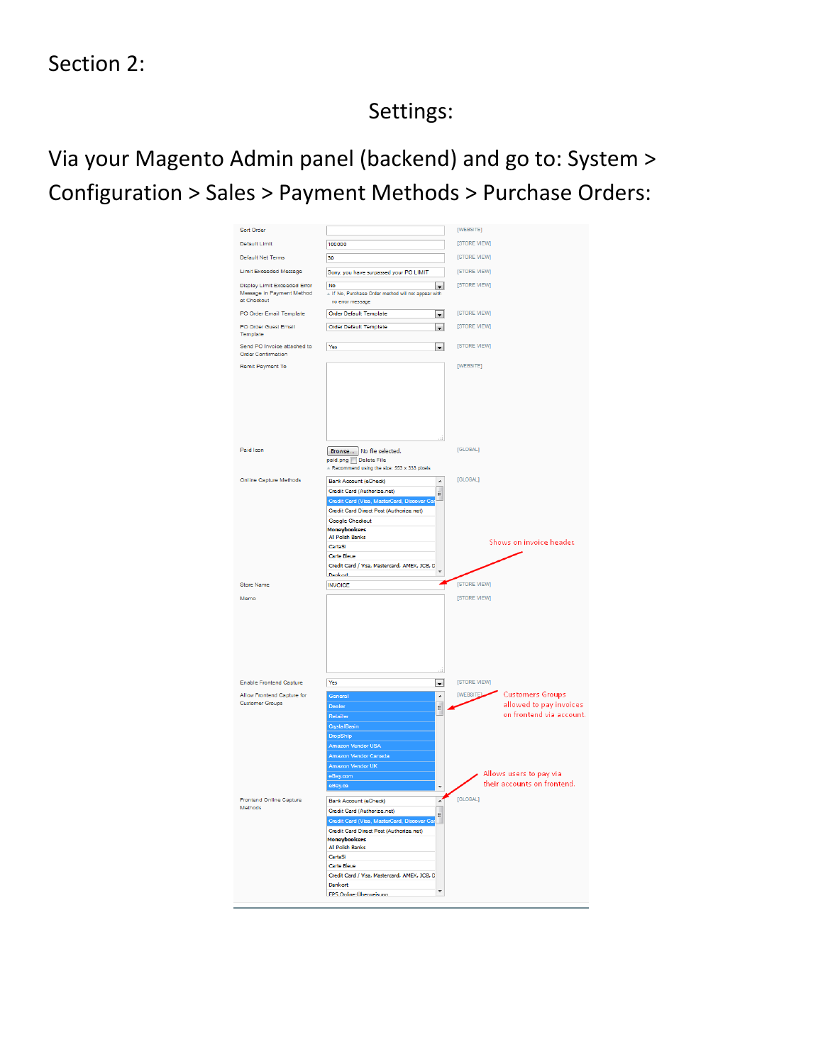Section 2:

## Settings:

Via your Magento Admin panel (backend) and go to: System > Configuration > Sales > Payment Methods > Purchase Orders:

| Setting | Value | Scope |
|---|---|---|
| Sort Order | | [WEBSITE] |
| Default Limit | 100000 | [STORE VIEW] |
| Default Net Terms | 30 | [STORE VIEW] |
| Limit Exceeded Message | Sorry, you have surpassed your PO LIMIT | [STORE VIEW] |
| Display Limit Exceeded Error Message in Payment Method at Checkout | No<br>⚠ If No, Purchase Order method will not appear with no error message | [STORE VIEW] |
| PO Order Email Template | Order Default Template | [STORE VIEW] |
| PO Order Guest Email Template | Order Default Template | [STORE VIEW] |
| Send PO Invoice attached to Order Confirmation | Yes | [STORE VIEW] |
| Remit Payment To | | [WEBSITE] |
| Paid Icon | Browse... No file selected.<br>paid.png ☐ Delete File<br>⚠ Recommend using the size: 553 x 333 pixels | [GLOBAL] |
| Online Capture Methods | Bank Account (eCheck)<br>Credit Card (Authorize.net)<br>Credit Card (Visa, MasterCard, Discover Ca...<br>Credit Card Direct Post (Authorize.net)<br>Google Checkout<br>Moneybookers<br>All Polish Banks<br>CartaSi<br>Carte Bleue<br>Credit Card / Visa, Mastercard, AMEX, JCB, D...<br>Dankort | [GLOBAL] |
| Store Name | INVOICE | [STORE VIEW] |
| Memo | | [STORE VIEW] |
| Enable Frontend Capture | Yes | [STORE VIEW] |
| Allow Frontend Capture for Customer Groups | General<br>Dealer<br>Retailer<br>CrystalBasin<br>DropShip<br>Amazon Vendor USA<br>Amazon Vendor Canada<br>Amazon Vendor UK<br>eBay.com<br>eBay.ca | [WEBSITE] |
| Frontend Online Capture Methods | Bank Account (eCheck)<br>Credit Card (Authorize.net)<br>Credit Card (Visa, MasterCard, Discover Ca...<br>Credit Card Direct Post (Authorize.net)<br>Moneybookers<br>All Polish Banks<br>CartaSi<br>Carte Bleue<br>Credit Card / Visa, Mastercard, AMEX, JCB, D...<br>Dankort<br>EPS Online-Überweisung | [GLOBAL] |

Shows on invoice header. (Store Name)

Customers Groups allowed to pay invoices on frontend via account. (Allow Frontend Capture for Customer Groups)

Allows users to pay via their accounts on frontend. (Frontend Online Capture Methods)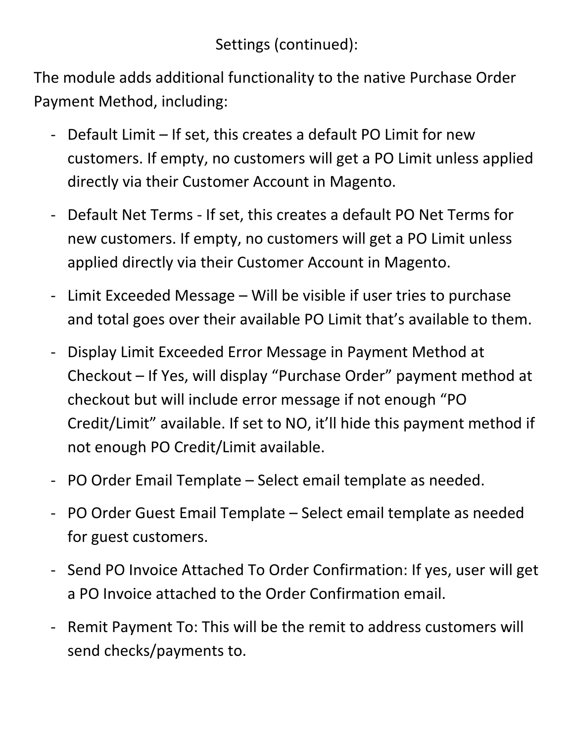Settings (continued):

The module adds additional functionality to the native Purchase Order Payment Method, including:

- Default Limit – If set, this creates a default PO Limit for new customers. If empty, no customers will get a PO Limit unless applied directly via their Customer Account in Magento.
- Default Net Terms - If set, this creates a default PO Net Terms for new customers. If empty, no customers will get a PO Limit unless applied directly via their Customer Account in Magento.
- Limit Exceeded Message – Will be visible if user tries to purchase and total goes over their available PO Limit that's available to them.
- Display Limit Exceeded Error Message in Payment Method at Checkout – If Yes, will display "Purchase Order" payment method at checkout but will include error message if not enough "PO Credit/Limit" available. If set to NO, it'll hide this payment method if not enough PO Credit/Limit available.
- PO Order Email Template – Select email template as needed.
- PO Order Guest Email Template – Select email template as needed for guest customers.
- Send PO Invoice Attached To Order Confirmation: If yes, user will get a PO Invoice attached to the Order Confirmation email.
- Remit Payment To: This will be the remit to address customers will send checks/payments to.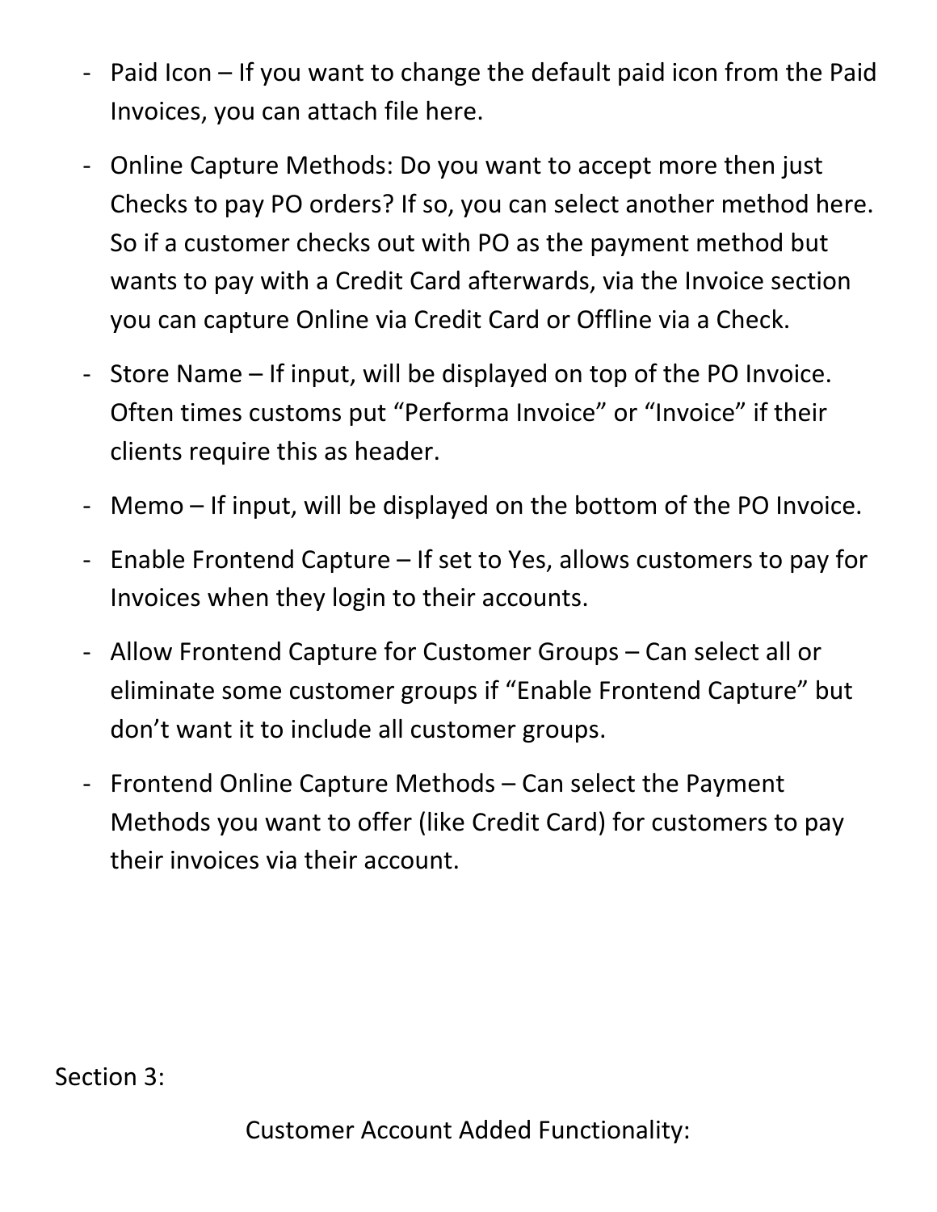- Paid Icon – If you want to change the default paid icon from the Paid Invoices, you can attach file here.

- Online Capture Methods: Do you want to accept more then just Checks to pay PO orders? If so, you can select another method here. So if a customer checks out with PO as the payment method but wants to pay with a Credit Card afterwards, via the Invoice section you can capture Online via Credit Card or Offline via a Check.

- Store Name – If input, will be displayed on top of the PO Invoice. Often times customs put "Performa Invoice" or "Invoice" if their clients require this as header.

- Memo – If input, will be displayed on the bottom of the PO Invoice.

- Enable Frontend Capture – If set to Yes, allows customers to pay for Invoices when they login to their accounts.

- Allow Frontend Capture for Customer Groups – Can select all or eliminate some customer groups if "Enable Frontend Capture" but don't want it to include all customer groups.

- Frontend Online Capture Methods – Can select the Payment Methods you want to offer (like Credit Card) for customers to pay their invoices via their account.

Section 3:

## Customer Account Added Functionality: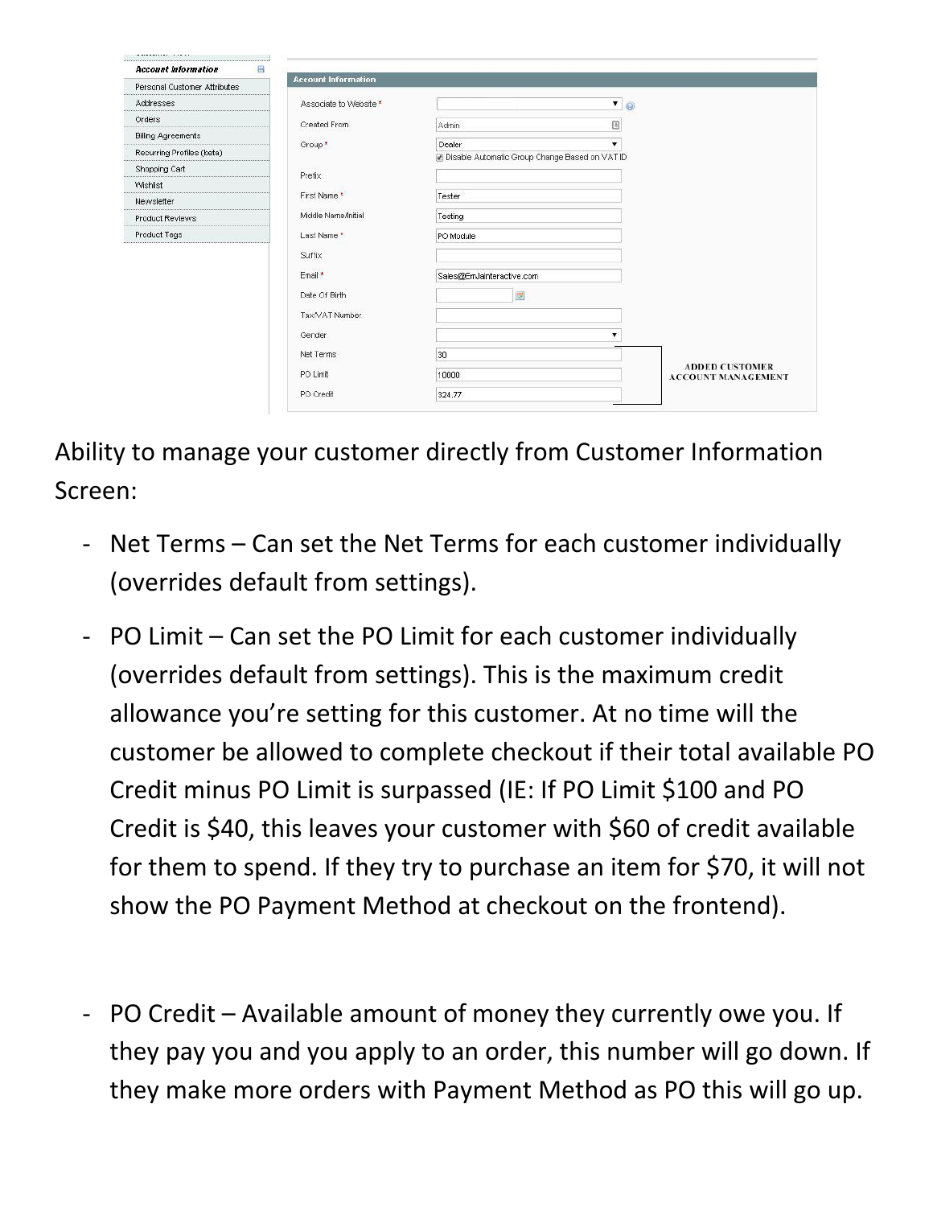Ability to manage your customer directly from Customer Information Screen:

- Net Terms – Can set the Net Terms for each customer individually (overrides default from settings).

- PO Limit – Can set the PO Limit for each customer individually (overrides default from settings). This is the maximum credit allowance you're setting for this customer. At no time will the customer be allowed to complete checkout if their total available PO Credit minus PO Limit is surpassed (IE: If PO Limit $100 and PO Credit is $40, this leaves your customer with $60 of credit available for them to spend. If they try to purchase an item for $70, it will not show the PO Payment Method at checkout on the frontend).

- PO Credit – Available amount of money they currently owe you. If they pay you and you apply to an order, this number will go down. If they make more orders with Payment Method as PO this will go up.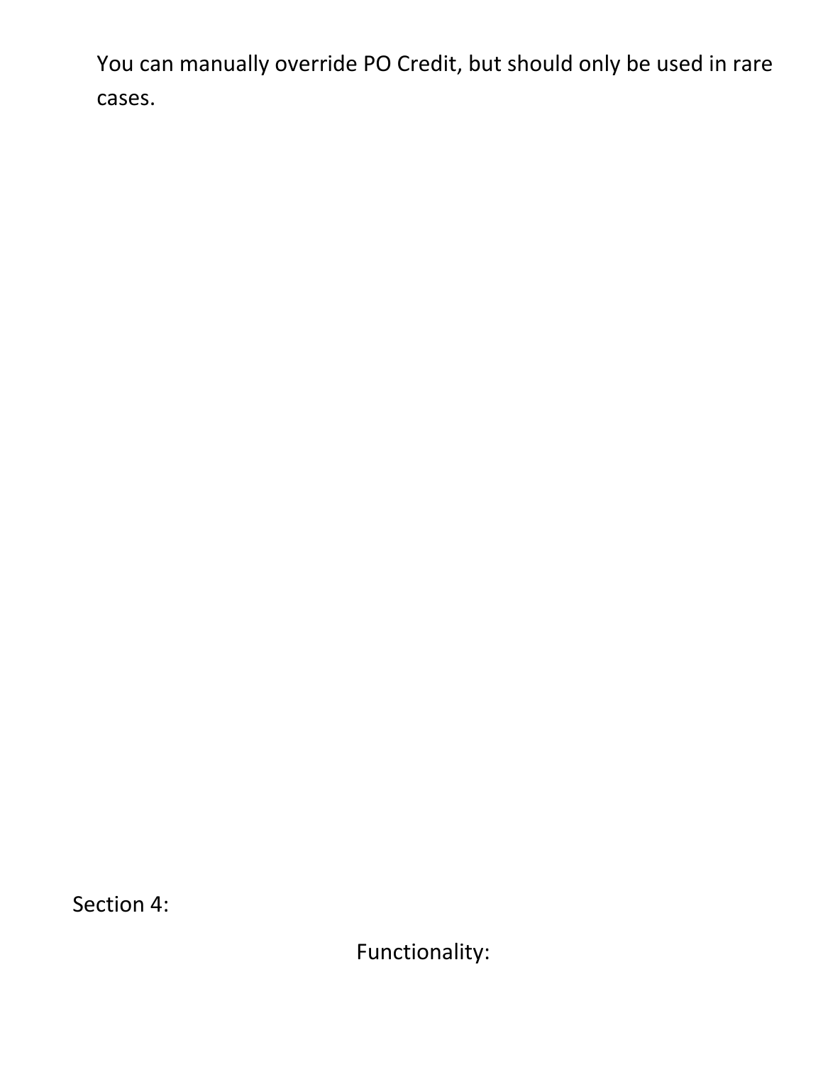You can manually override PO Credit, but should only be used in rare cases.

Section 4:

Functionality: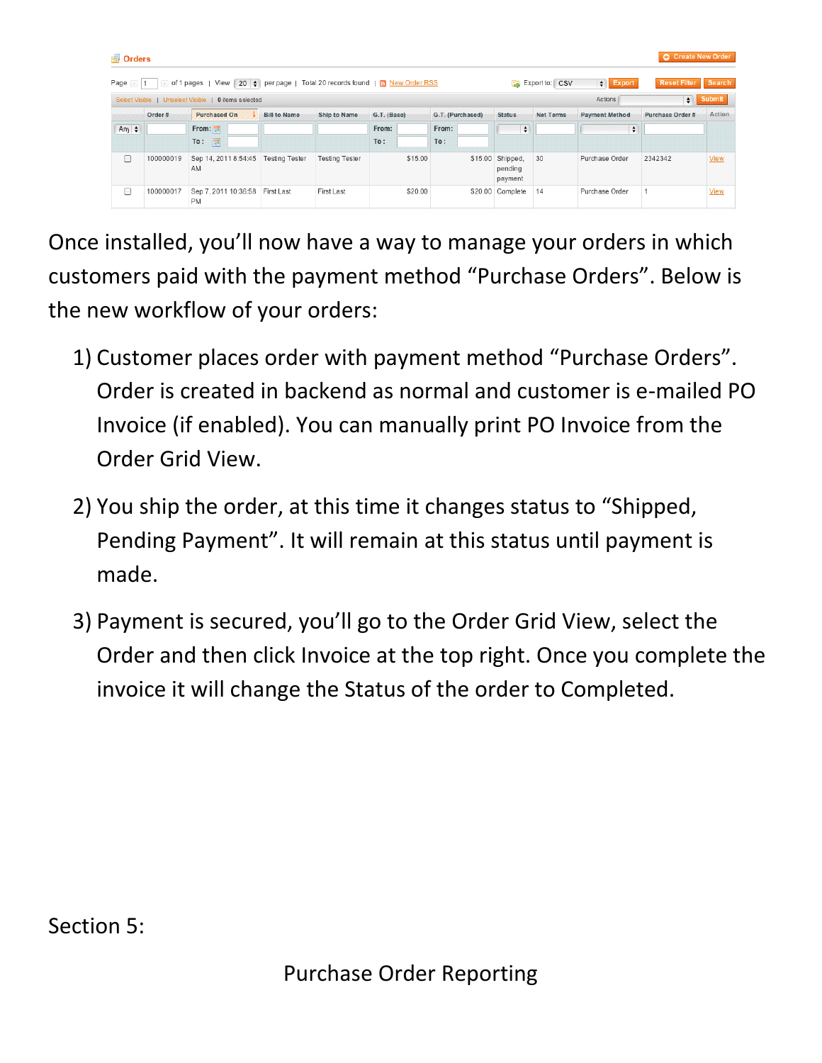**Orders**

Page 1 of 1 pages | View 20 per page | Total 20 records found | New Order RSS

Export to: CSV

| Order # | Purchased On | Bill to Name | Ship to Name | G.T. (Base) | G.T. (Purchased) | Status | Net Terms | Payment Method | Purchase Order # | Action |
|---|---|---|---|---|---|---|---|---|---|---|
| 100000019 | Sep 14, 2011 8:54:45 AM | Testing Tester | Testing Tester | $15.00 | $15.00 | Shipped, pending payment | 30 | Purchase Order | 2342342 | View |
| 100000017 | Sep 7, 2011 10:36:58 PM | First Last | First Last | $20.00 | $20.00 | Complete | 14 | Purchase Order | 1 | View |

Once installed, you'll now have a way to manage your orders in which customers paid with the payment method "Purchase Orders". Below is the new workflow of your orders:

1) Customer places order with payment method "Purchase Orders". Order is created in backend as normal and customer is e-mailed PO Invoice (if enabled). You can manually print PO Invoice from the Order Grid View.

2) You ship the order, at this time it changes status to "Shipped, Pending Payment". It will remain at this status until payment is made.

3) Payment is secured, you'll go to the Order Grid View, select the Order and then click Invoice at the top right. Once you complete the invoice it will change the Status of the order to Completed.

Section 5:

## Purchase Order Reporting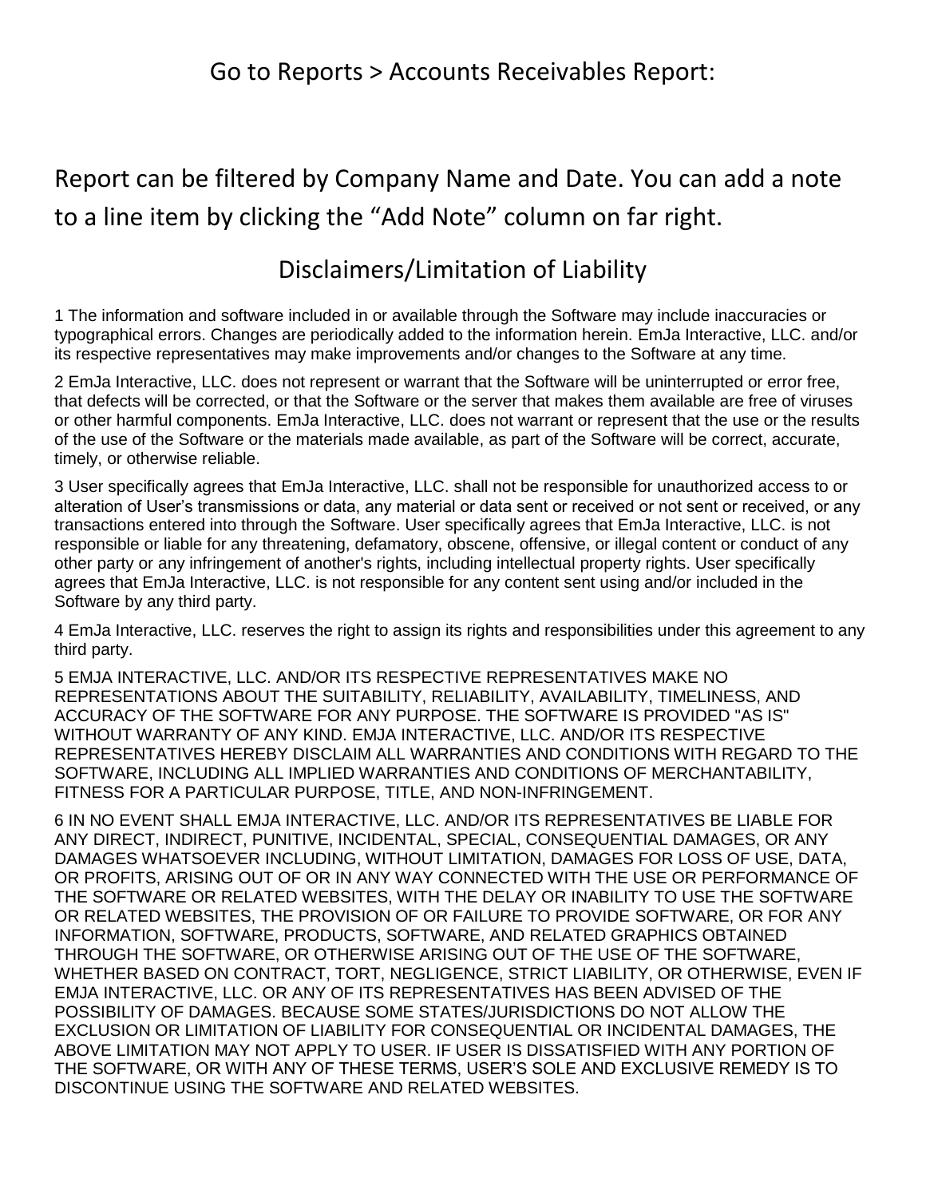## Go to Reports > Accounts Receivables Report:

Report can be filtered by Company Name and Date. You can add a note to a line item by clicking the “Add Note” column on far right.

## Disclaimers/Limitation of Liability

1 The information and software included in or available through the Software may include inaccuracies or typographical errors. Changes are periodically added to the information herein. EmJa Interactive, LLC. and/or its respective representatives may make improvements and/or changes to the Software at any time.

2 EmJa Interactive, LLC. does not represent or warrant that the Software will be uninterrupted or error free, that defects will be corrected, or that the Software or the server that makes them available are free of viruses or other harmful components. EmJa Interactive, LLC. does not warrant or represent that the use or the results of the use of the Software or the materials made available, as part of the Software will be correct, accurate, timely, or otherwise reliable.

3 User specifically agrees that EmJa Interactive, LLC. shall not be responsible for unauthorized access to or alteration of User’s transmissions or data, any material or data sent or received or not sent or received, or any transactions entered into through the Software. User specifically agrees that EmJa Interactive, LLC. is not responsible or liable for any threatening, defamatory, obscene, offensive, or illegal content or conduct of any other party or any infringement of another's rights, including intellectual property rights. User specifically agrees that EmJa Interactive, LLC. is not responsible for any content sent using and/or included in the Software by any third party.

4 EmJa Interactive, LLC. reserves the right to assign its rights and responsibilities under this agreement to any third party.

5 EMJA INTERACTIVE, LLC. AND/OR ITS RESPECTIVE REPRESENTATIVES MAKE NO REPRESENTATIONS ABOUT THE SUITABILITY, RELIABILITY, AVAILABILITY, TIMELINESS, AND ACCURACY OF THE SOFTWARE FOR ANY PURPOSE. THE SOFTWARE IS PROVIDED "AS IS" WITHOUT WARRANTY OF ANY KIND. EMJA INTERACTIVE, LLC. AND/OR ITS RESPECTIVE REPRESENTATIVES HEREBY DISCLAIM ALL WARRANTIES AND CONDITIONS WITH REGARD TO THE SOFTWARE, INCLUDING ALL IMPLIED WARRANTIES AND CONDITIONS OF MERCHANTABILITY, FITNESS FOR A PARTICULAR PURPOSE, TITLE, AND NON-INFRINGEMENT.

6 IN NO EVENT SHALL EMJA INTERACTIVE, LLC. AND/OR ITS REPRESENTATIVES BE LIABLE FOR ANY DIRECT, INDIRECT, PUNITIVE, INCIDENTAL, SPECIAL, CONSEQUENTIAL DAMAGES, OR ANY DAMAGES WHATSOEVER INCLUDING, WITHOUT LIMITATION, DAMAGES FOR LOSS OF USE, DATA, OR PROFITS, ARISING OUT OF OR IN ANY WAY CONNECTED WITH THE USE OR PERFORMANCE OF THE SOFTWARE OR RELATED WEBSITES, WITH THE DELAY OR INABILITY TO USE THE SOFTWARE OR RELATED WEBSITES, THE PROVISION OF OR FAILURE TO PROVIDE SOFTWARE, OR FOR ANY INFORMATION, SOFTWARE, PRODUCTS, SOFTWARE, AND RELATED GRAPHICS OBTAINED THROUGH THE SOFTWARE, OR OTHERWISE ARISING OUT OF THE USE OF THE SOFTWARE, WHETHER BASED ON CONTRACT, TORT, NEGLIGENCE, STRICT LIABILITY, OR OTHERWISE, EVEN IF EMJA INTERACTIVE, LLC. OR ANY OF ITS REPRESENTATIVES HAS BEEN ADVISED OF THE POSSIBILITY OF DAMAGES. BECAUSE SOME STATES/JURISDICTIONS DO NOT ALLOW THE EXCLUSION OR LIMITATION OF LIABILITY FOR CONSEQUENTIAL OR INCIDENTAL DAMAGES, THE ABOVE LIMITATION MAY NOT APPLY TO USER. IF USER IS DISSATISFIED WITH ANY PORTION OF THE SOFTWARE, OR WITH ANY OF THESE TERMS, USER’S SOLE AND EXCLUSIVE REMEDY IS TO DISCONTINUE USING THE SOFTWARE AND RELATED WEBSITES.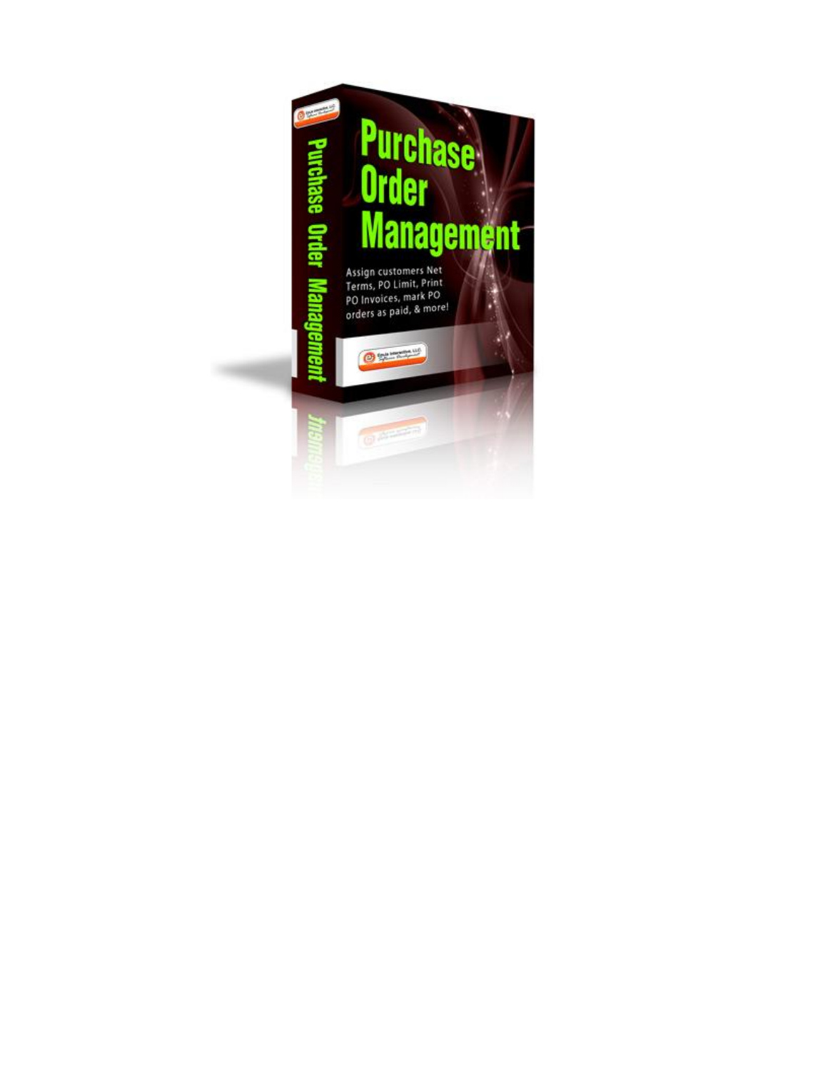# Purchase Order Management

Assign customers Net Terms, PO Limit, Print PO Invoices, mark PO orders as paid, & more!